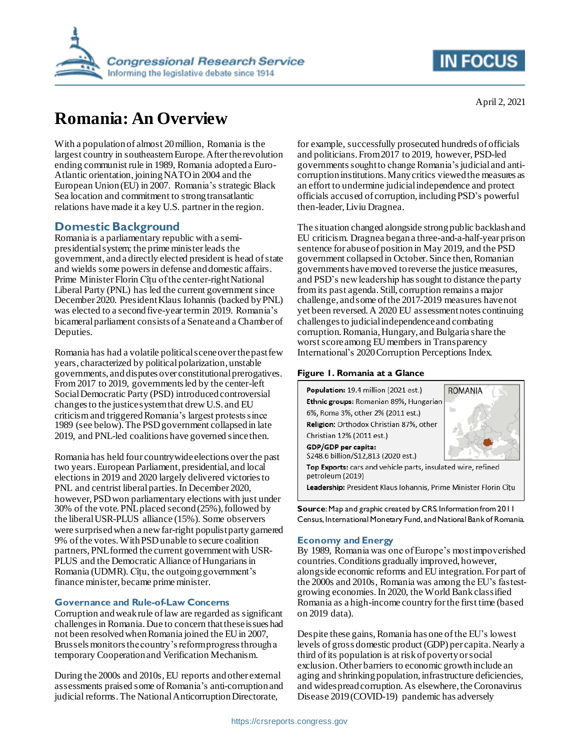April 2, 2021

# Romania: An Overview

With a population of almost 20 million, Romania is the largest country in southeastern Europe. After the revolution ending communist rule in 1989, Romania adopted a Euro-Atlantic orientation, joining NATO in 2004 and the European Union (EU) in 2007. Romania's strategic Black Sea location and commitment to strong transatlantic relations have made it a key U.S. partner in the region.

## Domestic Background

Romania is a parliamentary republic with a semi-presidential system; the prime minister leads the government, and a directly elected president is head of state and wields some powers in defense and domestic affairs. Prime Minister Florin Cîțu of the center-right National Liberal Party (PNL) has led the current government since December 2020. President Klaus Iohannis (backed by PNL) was elected to a second five-year term in 2019. Romania's bicameral parliament consists of a Senate and a Chamber of Deputies.

Romania has had a volatile political scene over the past few years, characterized by political polarization, unstable governments, and disputes over constitutional prerogatives. From 2017 to 2019, governments led by the center-left Social Democratic Party (PSD) introduced controversial changes to the justice system that drew U.S. and EU criticism and triggered Romania's largest protests since 1989 (see below). The PSD government collapsed in late 2019, and PNL-led coalitions have governed since then.

Romania has held four countrywide elections over the past two years. European Parliament, presidential, and local elections in 2019 and 2020 largely delivered victories to PNL and centrist liberal parties. In December 2020, however, PSD won parliamentary elections with just under 30% of the vote. PNL placed second (25%), followed by the liberal USR-PLUS alliance (15%). Some observers were surprised when a new far-right populist party garnered 9% of the votes. With PSD unable to secure coalition partners, PNL formed the current government with USR-PLUS and the Democratic Alliance of Hungarians in Romania (UDMR). Cîțu, the outgoing government's finance minister, became prime minister.

### Governance and Rule-of-Law Concerns

Corruption and weak rule of law are regarded as significant challenges in Romania. Due to concern that these issues had not been resolved when Romania joined the EU in 2007, Brussels monitors the country's reform progress through a temporary Cooperation and Verification Mechanism.

During the 2000s and 2010s, EU reports and other external assessments praised some of Romania's anti-corruption and judicial reforms. The National Anticorruption Directorate, for example, successfully prosecuted hundreds of officials and politicians. From 2017 to 2019, however, PSD-led governments sought to change Romania's judicial and anti-corruption institutions. Many critics viewed the measures as an effort to undermine judicial independence and protect officials accused of corruption, including PSD's powerful then-leader, Liviu Dragnea.

The situation changed alongside strong public backlash and EU criticism. Dragnea began a three-and-a-half-year prison sentence for abuse of position in May 2019, and the PSD government collapsed in October. Since then, Romanian governments have moved to reverse the justice measures, and PSD's new leadership has sought to distance the party from its past agenda. Still, corruption remains a major challenge, and some of the 2017-2019 measures have not yet been reversed. A 2020 EU assessment notes continuing challenges to judicial independence and combating corruption. Romania, Hungary, and Bulgaria share the worst score among EU members in Transparency International's 2020 Corruption Perceptions Index.

**Figure 1. Romania at a Glance**

**Population:** 19.4 million (2021 est.)

**Ethnic groups:** Romanian 89%, Hungarian 6%, Roma 3%, other 2% (2011 est.)

**Religion:** Orthodox Christian 87%, other Christian 12% (2011 est.)

**GDP/GDP per capita:** $248.6 billion/$12,813 (2020 est.)

**Top Exports:** cars and vehicle parts, insulated wire, refined petroleum (2019)

**Leadership:** President Klaus Iohannis, Prime Minister Florin Cîțu

ROMANIA

**Source**: Map and graphic created by CRS. Information from 2011 Census, International Monetary Fund, and National Bank of Romania.

### Economy and Energy

By 1989, Romania was one of Europe's most impoverished countries. Conditions gradually improved, however, alongside economic reforms and EU integration. For part of the 2000s and 2010s, Romania was among the EU's fastest-growing economies. In 2020, the World Bank classified Romania as a high-income country for the first time (based on 2019 data).

Despite these gains, Romania has one of the EU's lowest levels of gross domestic product (GDP) per capita. Nearly a third of its population is at risk of poverty or social exclusion. Other barriers to economic growth include an aging and shrinking population, infrastructure deficiencies, and widespread corruption. As elsewhere, the Coronavirus Disease 2019 (COVID-19) pandemic has adversely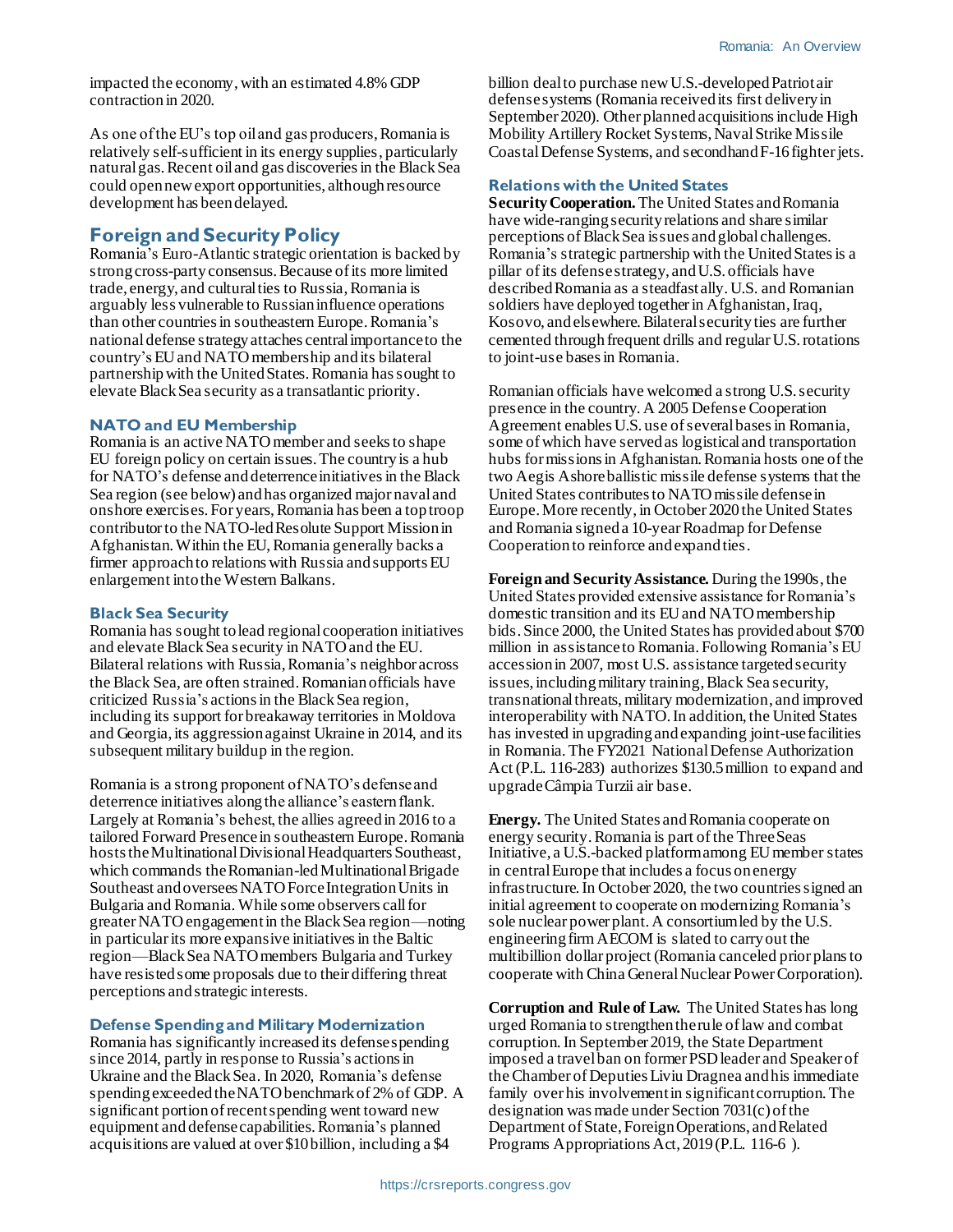impacted the economy, with an estimated 4.8% GDP contraction in 2020.

As one of the EU's top oil and gas producers, Romania is relatively self-sufficient in its energy supplies, particularly natural gas. Recent oil and gas discoveries in the Black Sea could open new export opportunities, although resource development has been delayed.

## Foreign and Security Policy

Romania's Euro-Atlantic strategic orientation is backed by strong cross-party consensus. Because of its more limited trade, energy, and cultural ties to Russia, Romania is arguably less vulnerable to Russian influence operations than other countries in southeastern Europe. Romania's national defense strategy attaches central importance to the country's EU and NATO membership and its bilateral partnership with the United States. Romania has sought to elevate Black Sea security as a transatlantic priority.

### NATO and EU Membership

Romania is an active NATO member and seeks to shape EU foreign policy on certain issues. The country is a hub for NATO's defense and deterrence initiatives in the Black Sea region (see below) and has organized major naval and onshore exercises. For years, Romania has been a top troop contributor to the NATO-led Resolute Support Mission in Afghanistan. Within the EU, Romania generally backs a firmer approach to relations with Russia and supports EU enlargement into the Western Balkans.

### Black Sea Security

Romania has sought to lead regional cooperation initiatives and elevate Black Sea security in NATO and the EU. Bilateral relations with Russia, Romania's neighbor across the Black Sea, are often strained. Romanian officials have criticized Russia's actions in the Black Sea region, including its support for breakaway territories in Moldova and Georgia, its aggression against Ukraine in 2014, and its subsequent military buildup in the region.

Romania is a strong proponent of NATO's defense and deterrence initiatives along the alliance's eastern flank. Largely at Romania's behest, the allies agreed in 2016 to a tailored Forward Presence in southeastern Europe. Romania hosts the Multinational Divisional Headquarters Southeast, which commands the Romanian-led Multinational Brigade Southeast and oversees NATO Force Integration Units in Bulgaria and Romania. While some observers call for greater NATO engagement in the Black Sea region—noting in particular its more expansive initiatives in the Baltic region—Black Sea NATO members Bulgaria and Turkey have resisted some proposals due to their differing threat perceptions and strategic interests.

### Defense Spending and Military Modernization

Romania has significantly increased its defense spending since 2014, partly in response to Russia's actions in Ukraine and the Black Sea. In 2020, Romania's defense spending exceeded the NATO benchmark of 2% of GDP. A significant portion of recent spending went toward new equipment and defense capabilities. Romania's planned acquisitions are valued at over $10 billion, including a $4 billion deal to purchase new U.S.-developed Patriot air defense systems (Romania received its first delivery in September 2020). Other planned acquisitions include High Mobility Artillery Rocket Systems, Naval Strike Missile Coastal Defense Systems, and secondhand F-16 fighter jets.

### Relations with the United States

**Security Cooperation.** The United States and Romania have wide-ranging security relations and share similar perceptions of Black Sea issues and global challenges. Romania's strategic partnership with the United States is a pillar of its defense strategy, and U.S. officials have described Romania as a steadfast ally. U.S. and Romanian soldiers have deployed together in Afghanistan, Iraq, Kosovo, and elsewhere. Bilateral security ties are further cemented through frequent drills and regular U.S. rotations to joint-use bases in Romania.

Romanian officials have welcomed a strong U.S. security presence in the country. A 2005 Defense Cooperation Agreement enables U.S. use of several bases in Romania, some of which have served as logistical and transportation hubs for missions in Afghanistan. Romania hosts one of the two Aegis Ashore ballistic missile defense systems that the United States contributes to NATO missile defense in Europe. More recently, in October 2020 the United States and Romania signed a 10-year Roadmap for Defense Cooperation to reinforce and expand ties.

**Foreign and Security Assistance.** During the 1990s, the United States provided extensive assistance for Romania's domestic transition and its EU and NATO membership bids. Since 2000, the United States has provided about $700 million in assistance to Romania. Following Romania's EU accession in 2007, most U.S. assistance targeted security issues, including military training, Black Sea security, transnational threats, military modernization, and improved interoperability with NATO. In addition, the United States has invested in upgrading and expanding joint-use facilities in Romania. The FY2021 National Defense Authorization Act (P.L. 116-283) authorizes $130.5 million to expand and upgrade Câmpia Turzii air base.

**Energy.** The United States and Romania cooperate on energy security. Romania is part of the Three Seas Initiative, a U.S.-backed platform among EU member states in central Europe that includes a focus on energy infrastructure. In October 2020, the two countries signed an initial agreement to cooperate on modernizing Romania's sole nuclear power plant. A consortium led by the U.S. engineering firm AECOM is slated to carry out the multibillion dollar project (Romania canceled prior plans to cooperate with China General Nuclear Power Corporation).

**Corruption and Rule of Law.** The United States has long urged Romania to strengthen the rule of law and combat corruption. In September 2019, the State Department imposed a travel ban on former PSD leader and Speaker of the Chamber of Deputies Liviu Dragnea and his immediate family over his involvement in significant corruption. The designation was made under Section 7031(c) of the Department of State, Foreign Operations, and Related Programs Appropriations Act, 2019 (P.L. 116-6 ).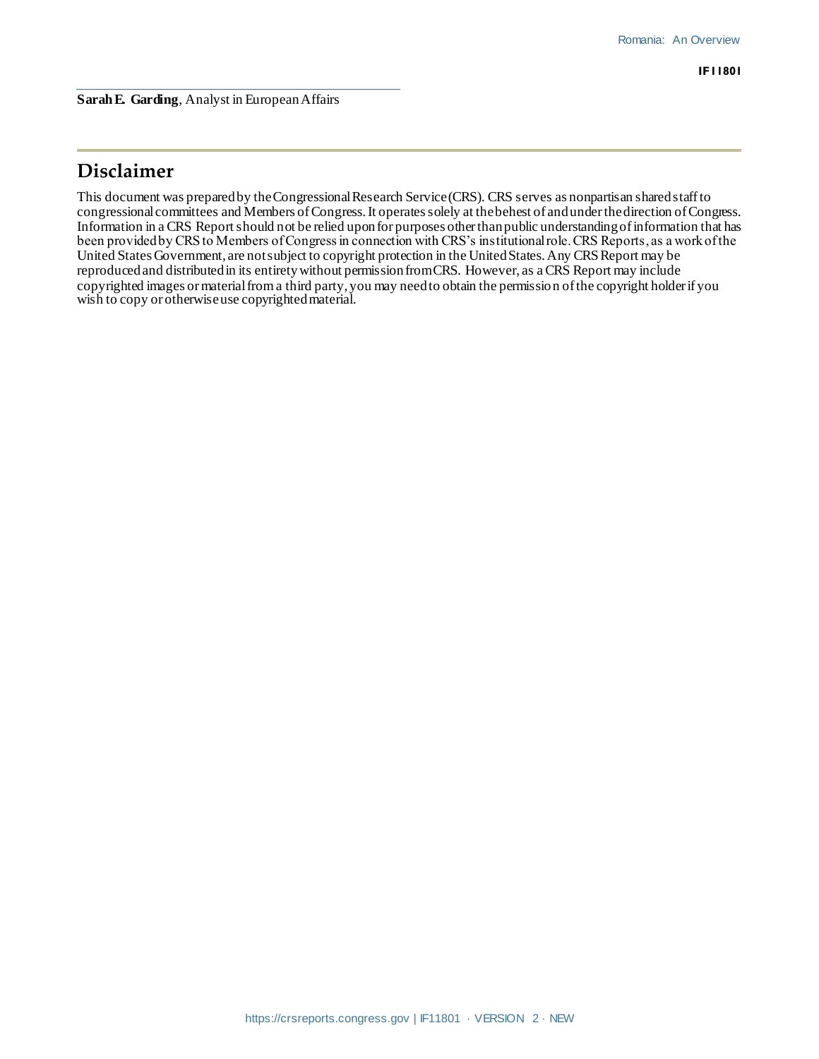**Sarah E. Garding**, Analyst in European Affairs

## Disclaimer

This document was prepared by the Congressional Research Service (CRS). CRS serves as nonpartisan shared staff to congressional committees and Members of Congress. It operates solely at the behest of and under the direction of Congress. Information in a CRS Report should not be relied upon for purposes other than public understanding of information that has been provided by CRS to Members of Congress in connection with CRS's institutional role. CRS Reports, as a work of the United States Government, are not subject to copyright protection in the United States. Any CRS Report may be reproduced and distributed in its entirety without permission from CRS. However, as a CRS Report may include copyrighted images or material from a third party, you may need to obtain the permission of the copyright holder if you wish to copy or otherwise use copyrighted material.